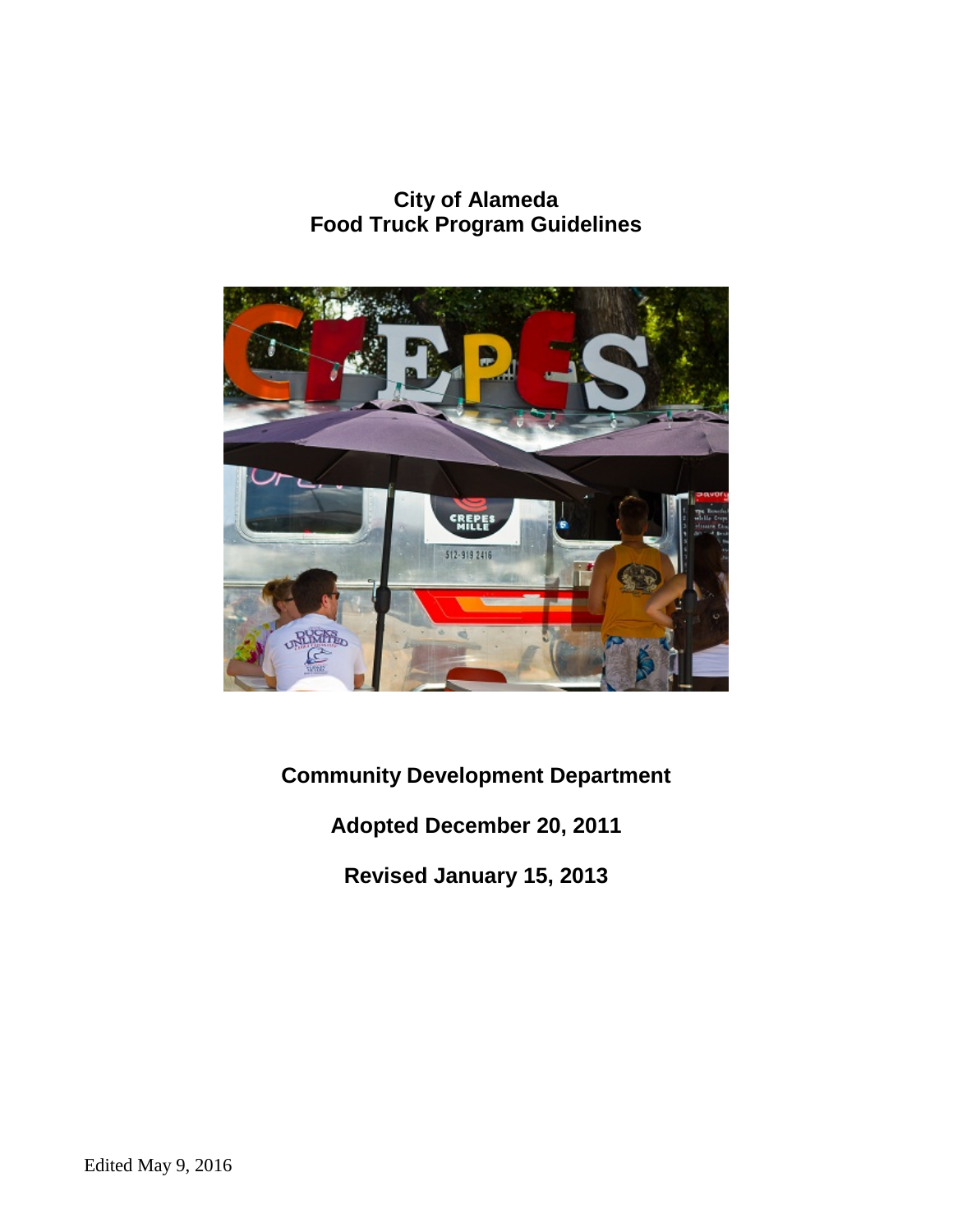# City of Alameda
# Food Truck Program Guidelines

**Community Development Department**

**Adopted December 20, 2011**

**Revised January 15, 2013**

Edited May 9, 2016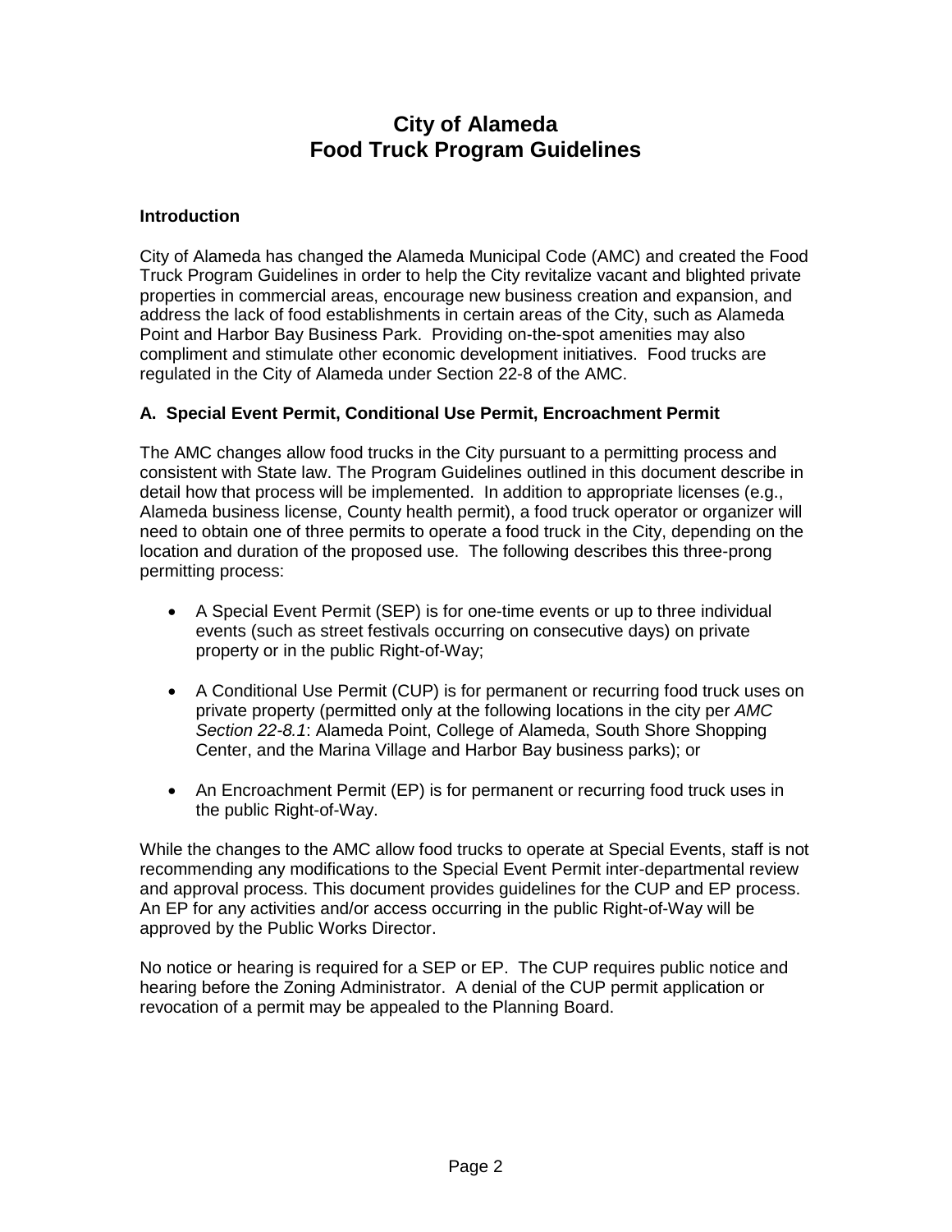# City of Alameda
# Food Truck Program Guidelines

**Introduction**

City of Alameda has changed the Alameda Municipal Code (AMC) and created the Food Truck Program Guidelines in order to help the City revitalize vacant and blighted private properties in commercial areas, encourage new business creation and expansion, and address the lack of food establishments in certain areas of the City, such as Alameda Point and Harbor Bay Business Park. Providing on-the-spot amenities may also compliment and stimulate other economic development initiatives. Food trucks are regulated in the City of Alameda under Section 22-8 of the AMC.

**A. Special Event Permit, Conditional Use Permit, Encroachment Permit**

The AMC changes allow food trucks in the City pursuant to a permitting process and consistent with State law. The Program Guidelines outlined in this document describe in detail how that process will be implemented. In addition to appropriate licenses (e.g., Alameda business license, County health permit), a food truck operator or organizer will need to obtain one of three permits to operate a food truck in the City, depending on the location and duration of the proposed use. The following describes this three-prong permitting process:

- A Special Event Permit (SEP) is for one-time events or up to three individual events (such as street festivals occurring on consecutive days) on private property or in the public Right-of-Way;
- A Conditional Use Permit (CUP) is for permanent or recurring food truck uses on private property (permitted only at the following locations in the city per *AMC Section 22-8.1*: Alameda Point, College of Alameda, South Shore Shopping Center, and the Marina Village and Harbor Bay business parks); or
- An Encroachment Permit (EP) is for permanent or recurring food truck uses in the public Right-of-Way.

While the changes to the AMC allow food trucks to operate at Special Events, staff is not recommending any modifications to the Special Event Permit inter-departmental review and approval process. This document provides guidelines for the CUP and EP process. An EP for any activities and/or access occurring in the public Right-of-Way will be approved by the Public Works Director.

No notice or hearing is required for a SEP or EP. The CUP requires public notice and hearing before the Zoning Administrator. A denial of the CUP permit application or revocation of a permit may be appealed to the Planning Board.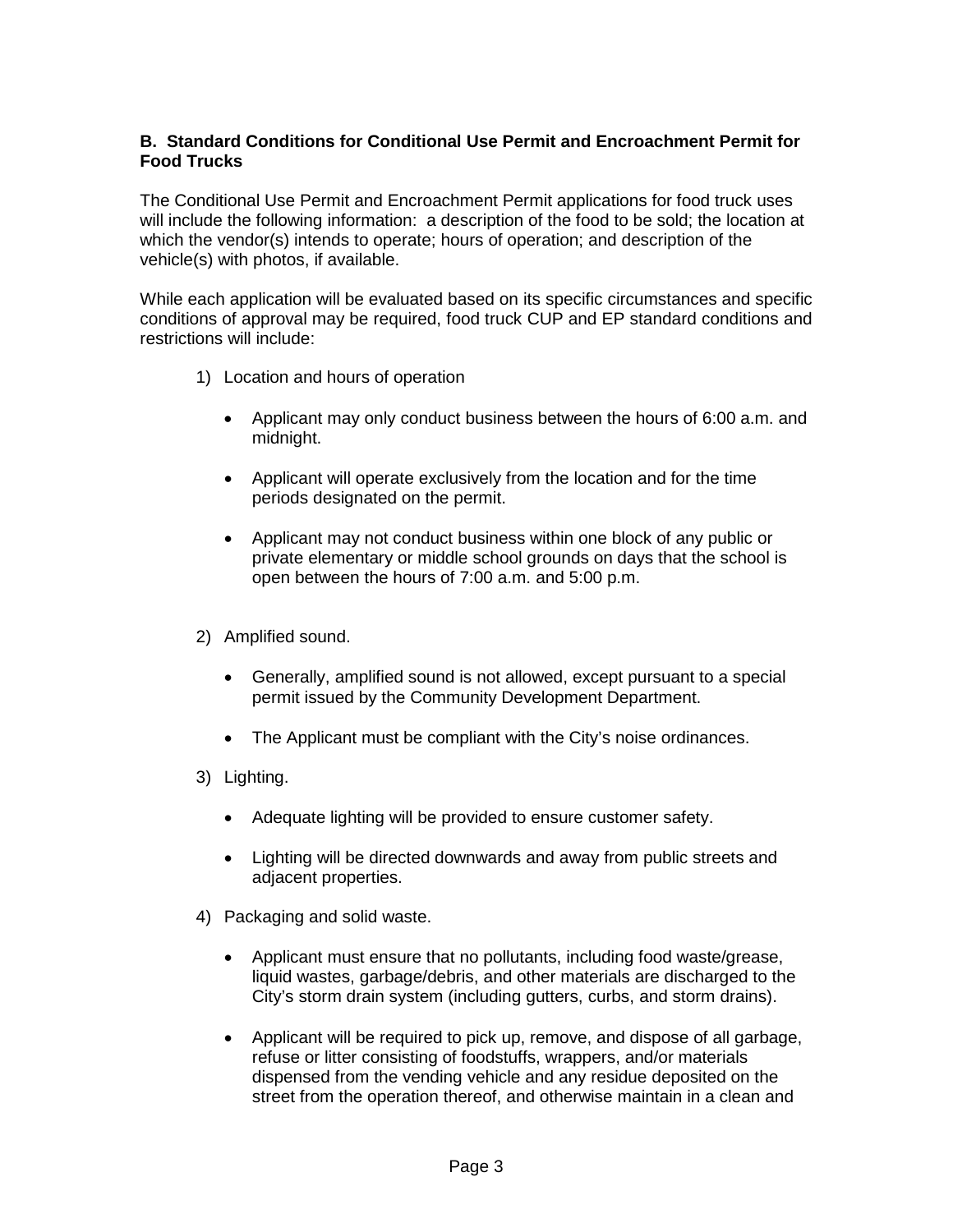### B. Standard Conditions for Conditional Use Permit and Encroachment Permit for Food Trucks

The Conditional Use Permit and Encroachment Permit applications for food truck uses will include the following information: a description of the food to be sold; the location at which the vendor(s) intends to operate; hours of operation; and description of the vehicle(s) with photos, if available.

While each application will be evaluated based on its specific circumstances and specific conditions of approval may be required, food truck CUP and EP standard conditions and restrictions will include:

1) Location and hours of operation

   - Applicant may only conduct business between the hours of 6:00 a.m. and midnight.

   - Applicant will operate exclusively from the location and for the time periods designated on the permit.

   - Applicant may not conduct business within one block of any public or private elementary or middle school grounds on days that the school is open between the hours of 7:00 a.m. and 5:00 p.m.

2) Amplified sound.

   - Generally, amplified sound is not allowed, except pursuant to a special permit issued by the Community Development Department.

   - The Applicant must be compliant with the City's noise ordinances.

3) Lighting.

   - Adequate lighting will be provided to ensure customer safety.

   - Lighting will be directed downwards and away from public streets and adjacent properties.

4) Packaging and solid waste.

   - Applicant must ensure that no pollutants, including food waste/grease, liquid wastes, garbage/debris, and other materials are discharged to the City's storm drain system (including gutters, curbs, and storm drains).

   - Applicant will be required to pick up, remove, and dispose of all garbage, refuse or litter consisting of foodstuffs, wrappers, and/or materials dispensed from the vending vehicle and any residue deposited on the street from the operation thereof, and otherwise maintain in a clean and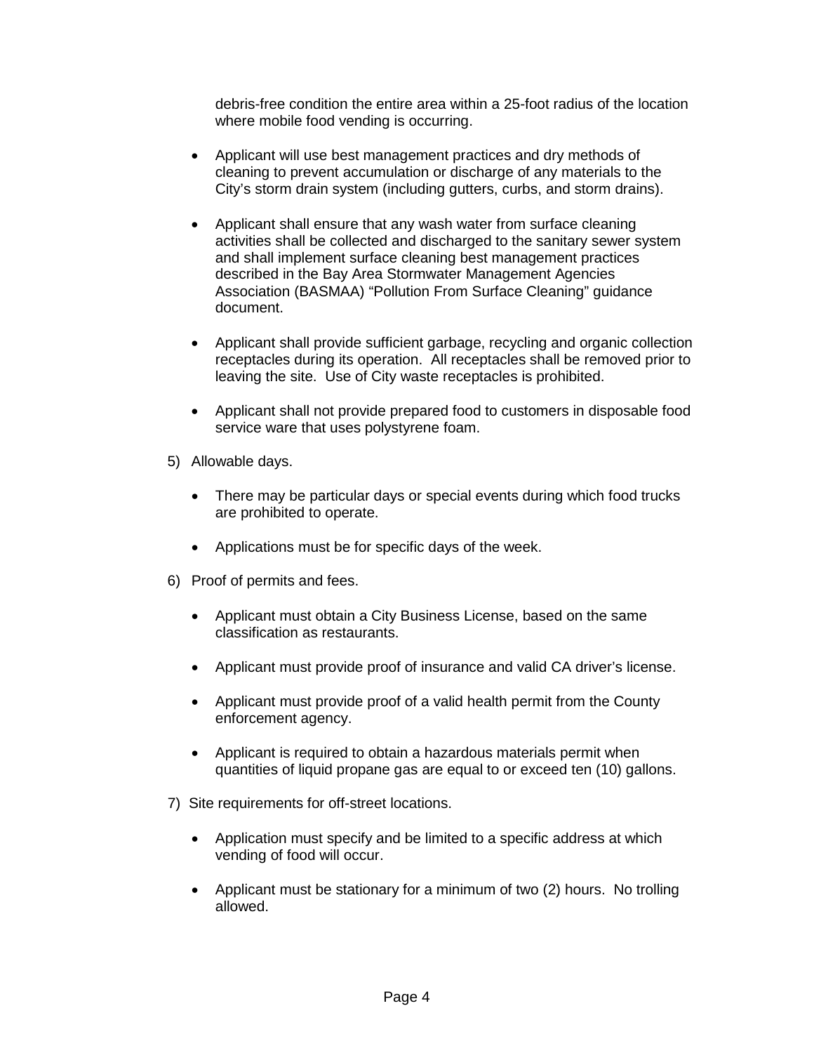debris-free condition the entire area within a 25-foot radius of the location where mobile food vending is occurring.

- Applicant will use best management practices and dry methods of cleaning to prevent accumulation or discharge of any materials to the City's storm drain system (including gutters, curbs, and storm drains).

- Applicant shall ensure that any wash water from surface cleaning activities shall be collected and discharged to the sanitary sewer system and shall implement surface cleaning best management practices described in the Bay Area Stormwater Management Agencies Association (BASMAA) "Pollution From Surface Cleaning" guidance document.

- Applicant shall provide sufficient garbage, recycling and organic collection receptacles during its operation. All receptacles shall be removed prior to leaving the site. Use of City waste receptacles is prohibited.

- Applicant shall not provide prepared food to customers in disposable food service ware that uses polystyrene foam.

5) Allowable days.

   - There may be particular days or special events during which food trucks are prohibited to operate.

   - Applications must be for specific days of the week.

6) Proof of permits and fees.

   - Applicant must obtain a City Business License, based on the same classification as restaurants.

   - Applicant must provide proof of insurance and valid CA driver's license.

   - Applicant must provide proof of a valid health permit from the County enforcement agency.

   - Applicant is required to obtain a hazardous materials permit when quantities of liquid propane gas are equal to or exceed ten (10) gallons.

7) Site requirements for off-street locations.

   - Application must specify and be limited to a specific address at which vending of food will occur.

   - Applicant must be stationary for a minimum of two (2) hours. No trolling allowed.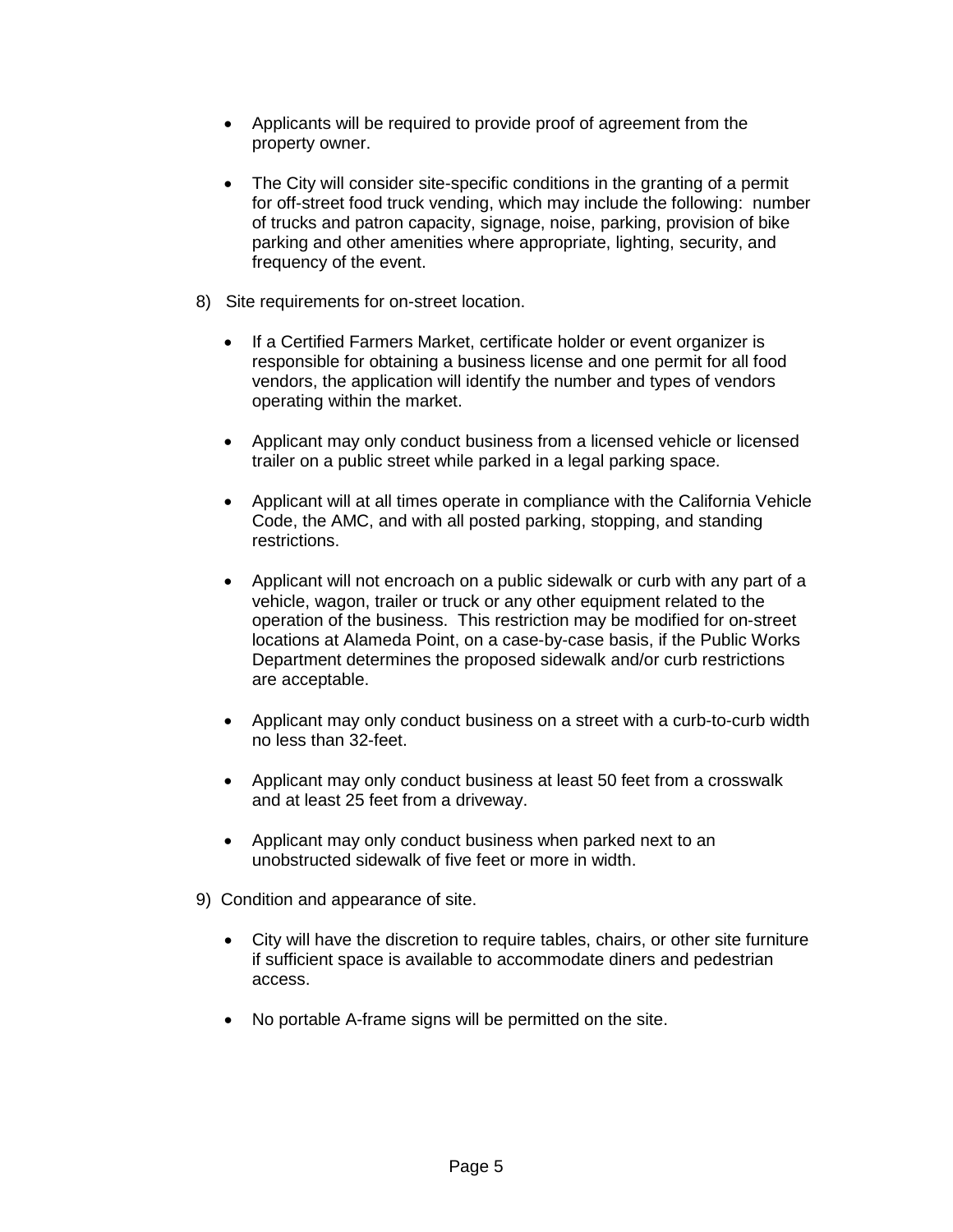- Applicants will be required to provide proof of agreement from the property owner.

- The City will consider site-specific conditions in the granting of a permit for off-street food truck vending, which may include the following: number of trucks and patron capacity, signage, noise, parking, provision of bike parking and other amenities where appropriate, lighting, security, and frequency of the event.

8) Site requirements for on-street location.

   - If a Certified Farmers Market, certificate holder or event organizer is responsible for obtaining a business license and one permit for all food vendors, the application will identify the number and types of vendors operating within the market.

   - Applicant may only conduct business from a licensed vehicle or licensed trailer on a public street while parked in a legal parking space.

   - Applicant will at all times operate in compliance with the California Vehicle Code, the AMC, and with all posted parking, stopping, and standing restrictions.

   - Applicant will not encroach on a public sidewalk or curb with any part of a vehicle, wagon, trailer or truck or any other equipment related to the operation of the business. This restriction may be modified for on-street locations at Alameda Point, on a case-by-case basis, if the Public Works Department determines the proposed sidewalk and/or curb restrictions are acceptable.

   - Applicant may only conduct business on a street with a curb-to-curb width no less than 32-feet.

   - Applicant may only conduct business at least 50 feet from a crosswalk and at least 25 feet from a driveway.

   - Applicant may only conduct business when parked next to an unobstructed sidewalk of five feet or more in width.

9) Condition and appearance of site.

   - City will have the discretion to require tables, chairs, or other site furniture if sufficient space is available to accommodate diners and pedestrian access.

   - No portable A-frame signs will be permitted on the site.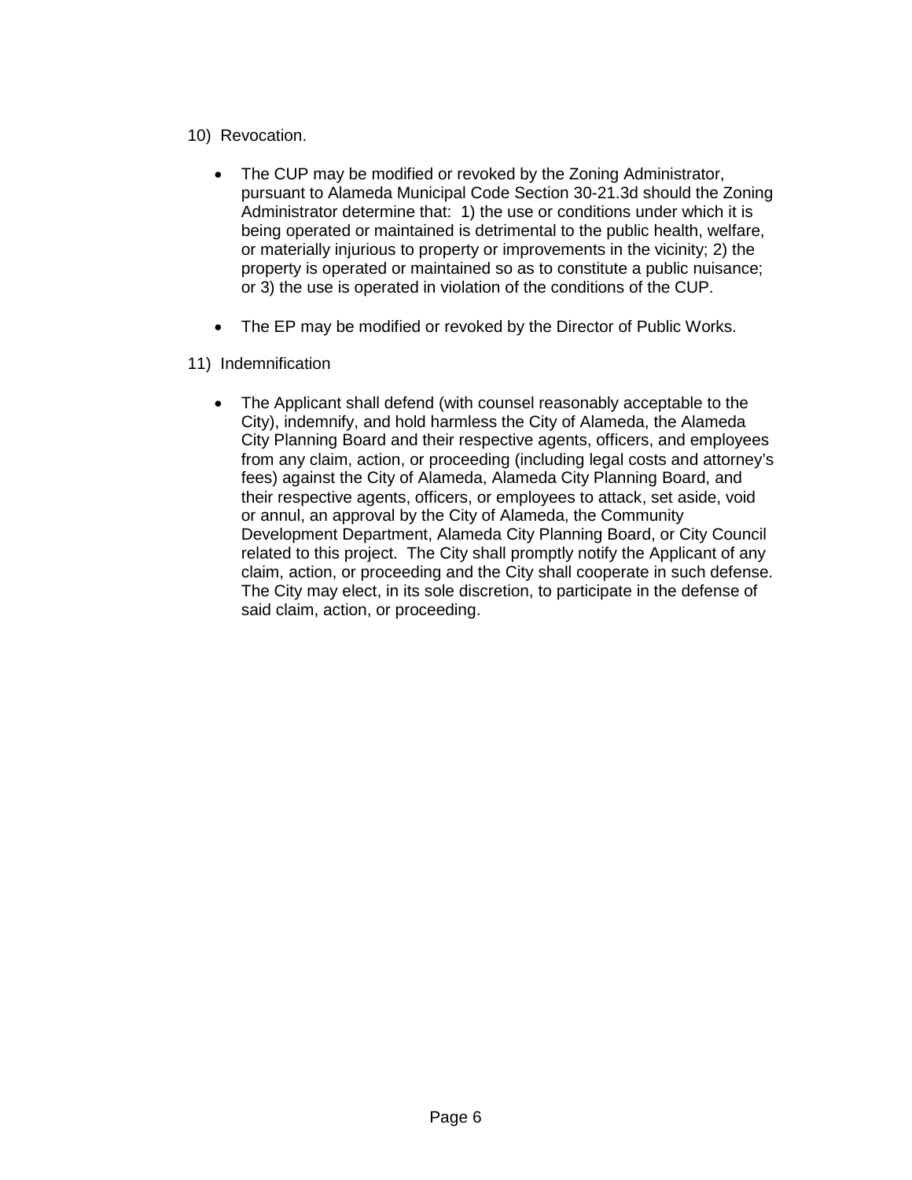10) Revocation.

- The CUP may be modified or revoked by the Zoning Administrator, pursuant to Alameda Municipal Code Section 30-21.3d should the Zoning Administrator determine that: 1) the use or conditions under which it is being operated or maintained is detrimental to the public health, welfare, or materially injurious to property or improvements in the vicinity; 2) the property is operated or maintained so as to constitute a public nuisance; or 3) the use is operated in violation of the conditions of the CUP.

- The EP may be modified or revoked by the Director of Public Works.

11) Indemnification

- The Applicant shall defend (with counsel reasonably acceptable to the City), indemnify, and hold harmless the City of Alameda, the Alameda City Planning Board and their respective agents, officers, and employees from any claim, action, or proceeding (including legal costs and attorney's fees) against the City of Alameda, Alameda City Planning Board, and their respective agents, officers, or employees to attack, set aside, void or annul, an approval by the City of Alameda, the Community Development Department, Alameda City Planning Board, or City Council related to this project. The City shall promptly notify the Applicant of any claim, action, or proceeding and the City shall cooperate in such defense. The City may elect, in its sole discretion, to participate in the defense of said claim, action, or proceeding.